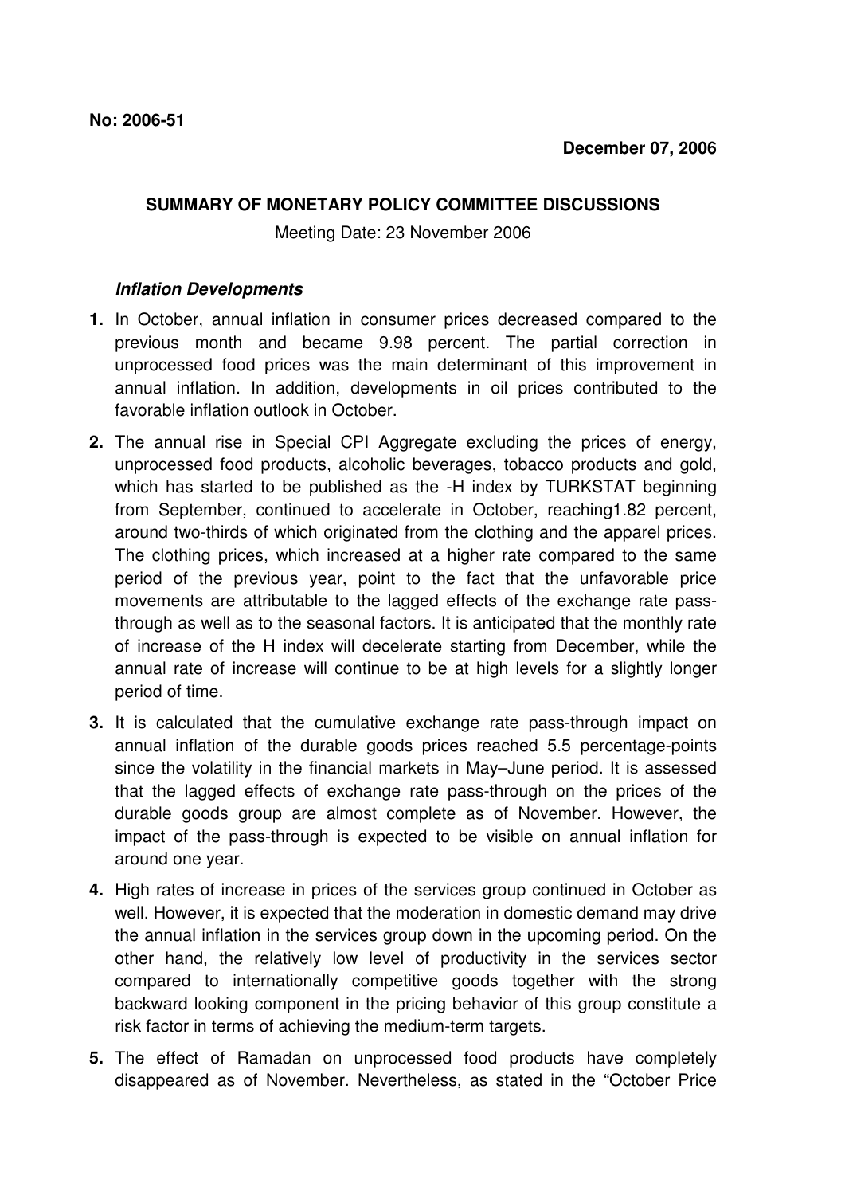**No: 2006-51**

**December 07, 2006**

**SUMMARY OF MONETARY POLICY COMMITTEE DISCUSSIONS**

Meeting Date: 23 November 2006

***Inflation Developments***

**1.** In October, annual inflation in consumer prices decreased compared to the previous month and became 9.98 percent. The partial correction in unprocessed food prices was the main determinant of this improvement in annual inflation. In addition, developments in oil prices contributed to the favorable inflation outlook in October.

**2.** The annual rise in Special CPI Aggregate excluding the prices of energy, unprocessed food products, alcoholic beverages, tobacco products and gold, which has started to be published as the -H index by TURKSTAT beginning from September, continued to accelerate in October, reaching1.82 percent, around two-thirds of which originated from the clothing and the apparel prices. The clothing prices, which increased at a higher rate compared to the same period of the previous year, point to the fact that the unfavorable price movements are attributable to the lagged effects of the exchange rate pass-through as well as to the seasonal factors. It is anticipated that the monthly rate of increase of the H index will decelerate starting from December, while the annual rate of increase will continue to be at high levels for a slightly longer period of time.

**3.** It is calculated that the cumulative exchange rate pass-through impact on annual inflation of the durable goods prices reached 5.5 percentage-points since the volatility in the financial markets in May–June period. It is assessed that the lagged effects of exchange rate pass-through on the prices of the durable goods group are almost complete as of November. However, the impact of the pass-through is expected to be visible on annual inflation for around one year.

**4.** High rates of increase in prices of the services group continued in October as well. However, it is expected that the moderation in domestic demand may drive the annual inflation in the services group down in the upcoming period. On the other hand, the relatively low level of productivity in the services sector compared to internationally competitive goods together with the strong backward looking component in the pricing behavior of this group constitute a risk factor in terms of achieving the medium-term targets.

**5.** The effect of Ramadan on unprocessed food products have completely disappeared as of November. Nevertheless, as stated in the "October Price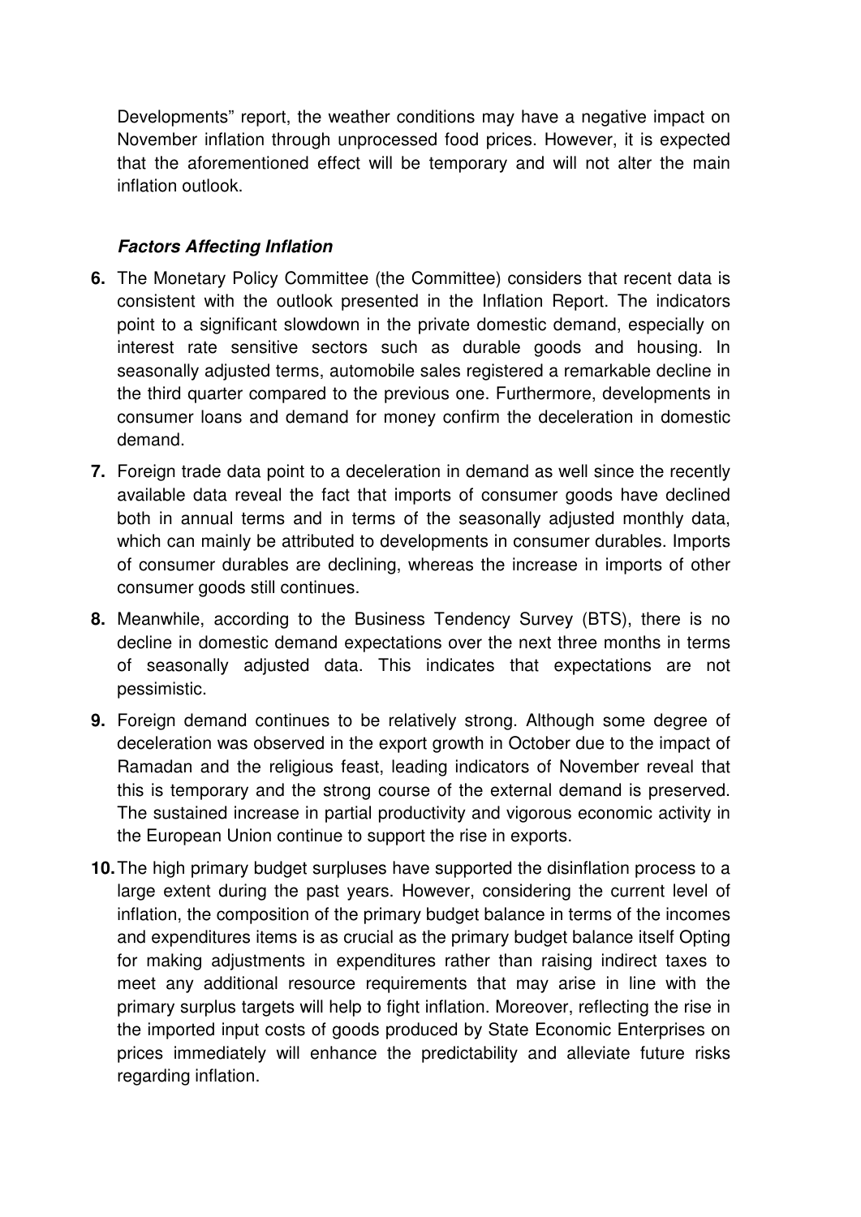Developments" report, the weather conditions may have a negative impact on November inflation through unprocessed food prices. However, it is expected that the aforementioned effect will be temporary and will not alter the main inflation outlook.

### *Factors Affecting Inflation*

**6.** The Monetary Policy Committee (the Committee) considers that recent data is consistent with the outlook presented in the Inflation Report. The indicators point to a significant slowdown in the private domestic demand, especially on interest rate sensitive sectors such as durable goods and housing. In seasonally adjusted terms, automobile sales registered a remarkable decline in the third quarter compared to the previous one. Furthermore, developments in consumer loans and demand for money confirm the deceleration in domestic demand.

**7.** Foreign trade data point to a deceleration in demand as well since the recently available data reveal the fact that imports of consumer goods have declined both in annual terms and in terms of the seasonally adjusted monthly data, which can mainly be attributed to developments in consumer durables. Imports of consumer durables are declining, whereas the increase in imports of other consumer goods still continues.

**8.** Meanwhile, according to the Business Tendency Survey (BTS), there is no decline in domestic demand expectations over the next three months in terms of seasonally adjusted data. This indicates that expectations are not pessimistic.

**9.** Foreign demand continues to be relatively strong. Although some degree of deceleration was observed in the export growth in October due to the impact of Ramadan and the religious feast, leading indicators of November reveal that this is temporary and the strong course of the external demand is preserved. The sustained increase in partial productivity and vigorous economic activity in the European Union continue to support the rise in exports.

**10.** The high primary budget surpluses have supported the disinflation process to a large extent during the past years. However, considering the current level of inflation, the composition of the primary budget balance in terms of the incomes and expenditures items is as crucial as the primary budget balance itself Opting for making adjustments in expenditures rather than raising indirect taxes to meet any additional resource requirements that may arise in line with the primary surplus targets will help to fight inflation. Moreover, reflecting the rise in the imported input costs of goods produced by State Economic Enterprises on prices immediately will enhance the predictability and alleviate future risks regarding inflation.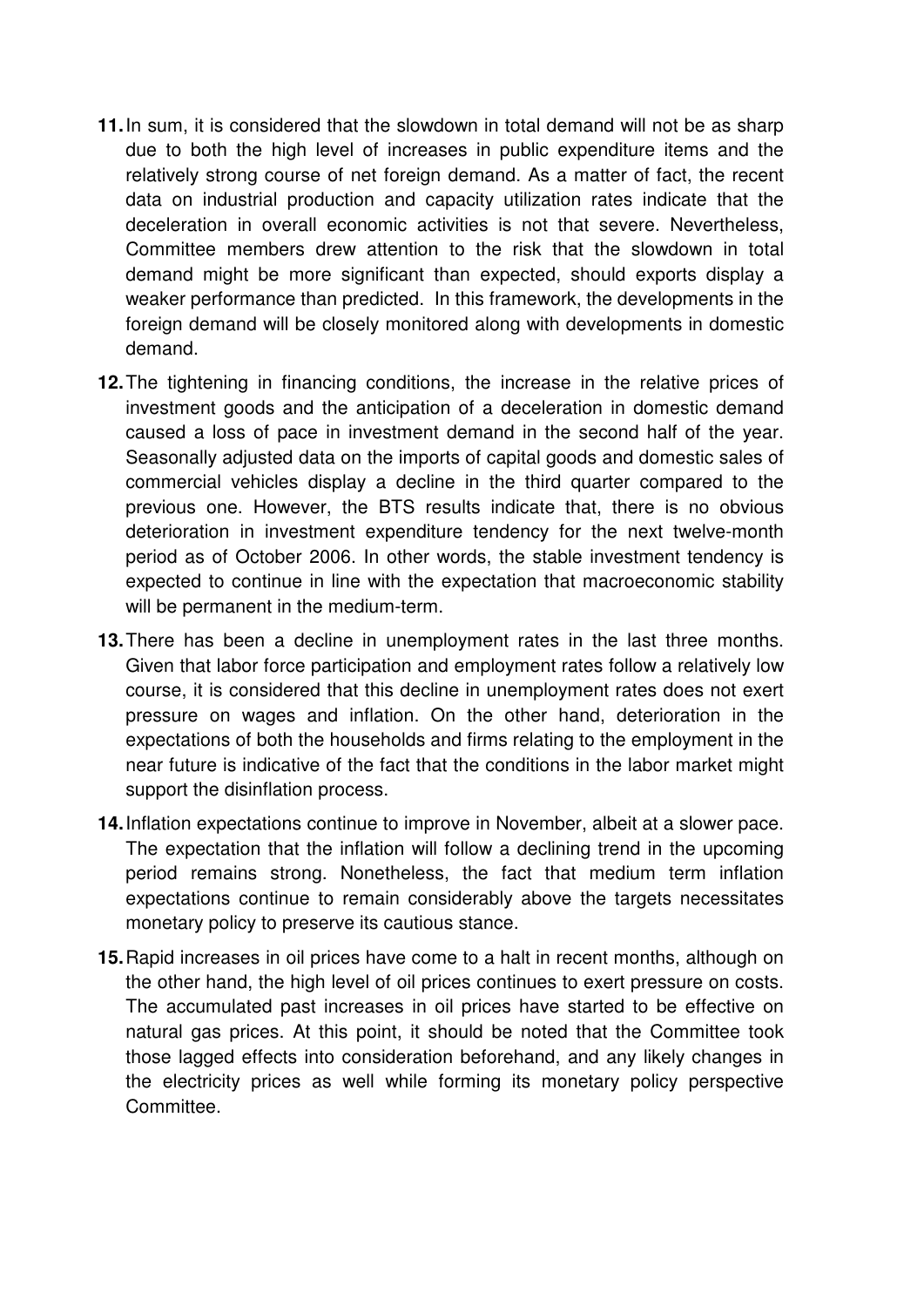**11.** In sum, it is considered that the slowdown in total demand will not be as sharp due to both the high level of increases in public expenditure items and the relatively strong course of net foreign demand. As a matter of fact, the recent data on industrial production and capacity utilization rates indicate that the deceleration in overall economic activities is not that severe. Nevertheless, Committee members drew attention to the risk that the slowdown in total demand might be more significant than expected, should exports display a weaker performance than predicted. In this framework, the developments in the foreign demand will be closely monitored along with developments in domestic demand.

**12.** The tightening in financing conditions, the increase in the relative prices of investment goods and the anticipation of a deceleration in domestic demand caused a loss of pace in investment demand in the second half of the year. Seasonally adjusted data on the imports of capital goods and domestic sales of commercial vehicles display a decline in the third quarter compared to the previous one. However, the BTS results indicate that, there is no obvious deterioration in investment expenditure tendency for the next twelve-month period as of October 2006. In other words, the stable investment tendency is expected to continue in line with the expectation that macroeconomic stability will be permanent in the medium-term.

**13.** There has been a decline in unemployment rates in the last three months. Given that labor force participation and employment rates follow a relatively low course, it is considered that this decline in unemployment rates does not exert pressure on wages and inflation. On the other hand, deterioration in the expectations of both the households and firms relating to the employment in the near future is indicative of the fact that the conditions in the labor market might support the disinflation process.

**14.** Inflation expectations continue to improve in November, albeit at a slower pace. The expectation that the inflation will follow a declining trend in the upcoming period remains strong. Nonetheless, the fact that medium term inflation expectations continue to remain considerably above the targets necessitates monetary policy to preserve its cautious stance.

**15.** Rapid increases in oil prices have come to a halt in recent months, although on the other hand, the high level of oil prices continues to exert pressure on costs. The accumulated past increases in oil prices have started to be effective on natural gas prices. At this point, it should be noted that the Committee took those lagged effects into consideration beforehand, and any likely changes in the electricity prices as well while forming its monetary policy perspective Committee.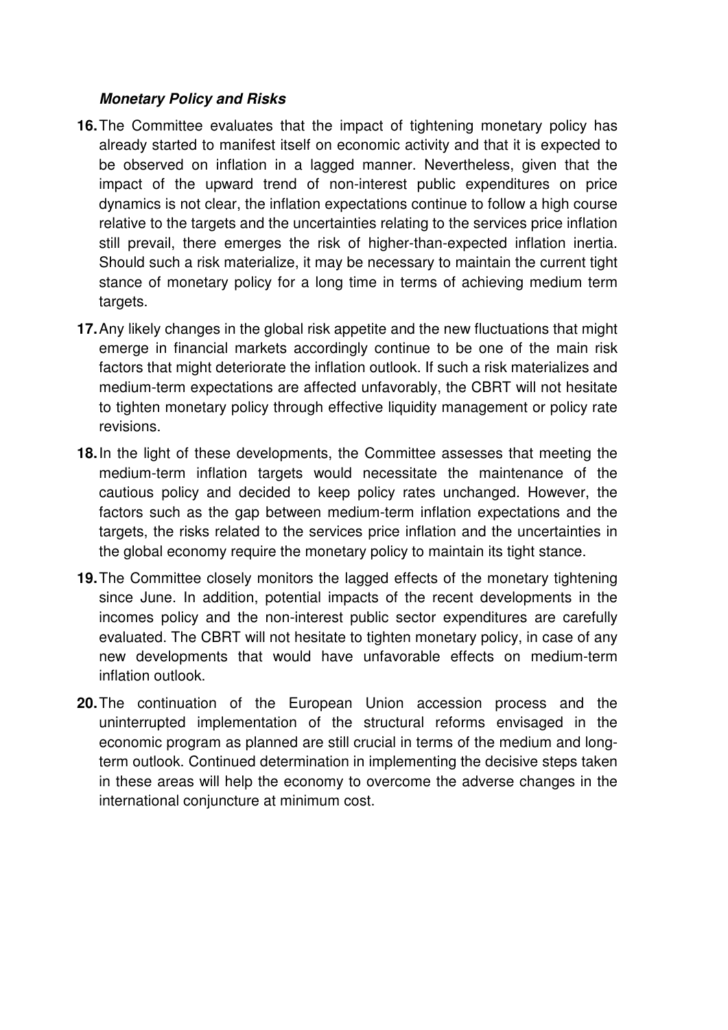***Monetary Policy and Risks***

**16.** The Committee evaluates that the impact of tightening monetary policy has already started to manifest itself on economic activity and that it is expected to be observed on inflation in a lagged manner. Nevertheless, given that the impact of the upward trend of non-interest public expenditures on price dynamics is not clear, the inflation expectations continue to follow a high course relative to the targets and the uncertainties relating to the services price inflation still prevail, there emerges the risk of higher-than-expected inflation inertia. Should such a risk materialize, it may be necessary to maintain the current tight stance of monetary policy for a long time in terms of achieving medium term targets.

**17.** Any likely changes in the global risk appetite and the new fluctuations that might emerge in financial markets accordingly continue to be one of the main risk factors that might deteriorate the inflation outlook. If such a risk materializes and medium-term expectations are affected unfavorably, the CBRT will not hesitate to tighten monetary policy through effective liquidity management or policy rate revisions.

**18.** In the light of these developments, the Committee assesses that meeting the medium-term inflation targets would necessitate the maintenance of the cautious policy and decided to keep policy rates unchanged. However, the factors such as the gap between medium-term inflation expectations and the targets, the risks related to the services price inflation and the uncertainties in the global economy require the monetary policy to maintain its tight stance.

**19.** The Committee closely monitors the lagged effects of the monetary tightening since June. In addition, potential impacts of the recent developments in the incomes policy and the non-interest public sector expenditures are carefully evaluated. The CBRT will not hesitate to tighten monetary policy, in case of any new developments that would have unfavorable effects on medium-term inflation outlook.

**20.** The continuation of the European Union accession process and the uninterrupted implementation of the structural reforms envisaged in the economic program as planned are still crucial in terms of the medium and long-term outlook. Continued determination in implementing the decisive steps taken in these areas will help the economy to overcome the adverse changes in the international conjuncture at minimum cost.